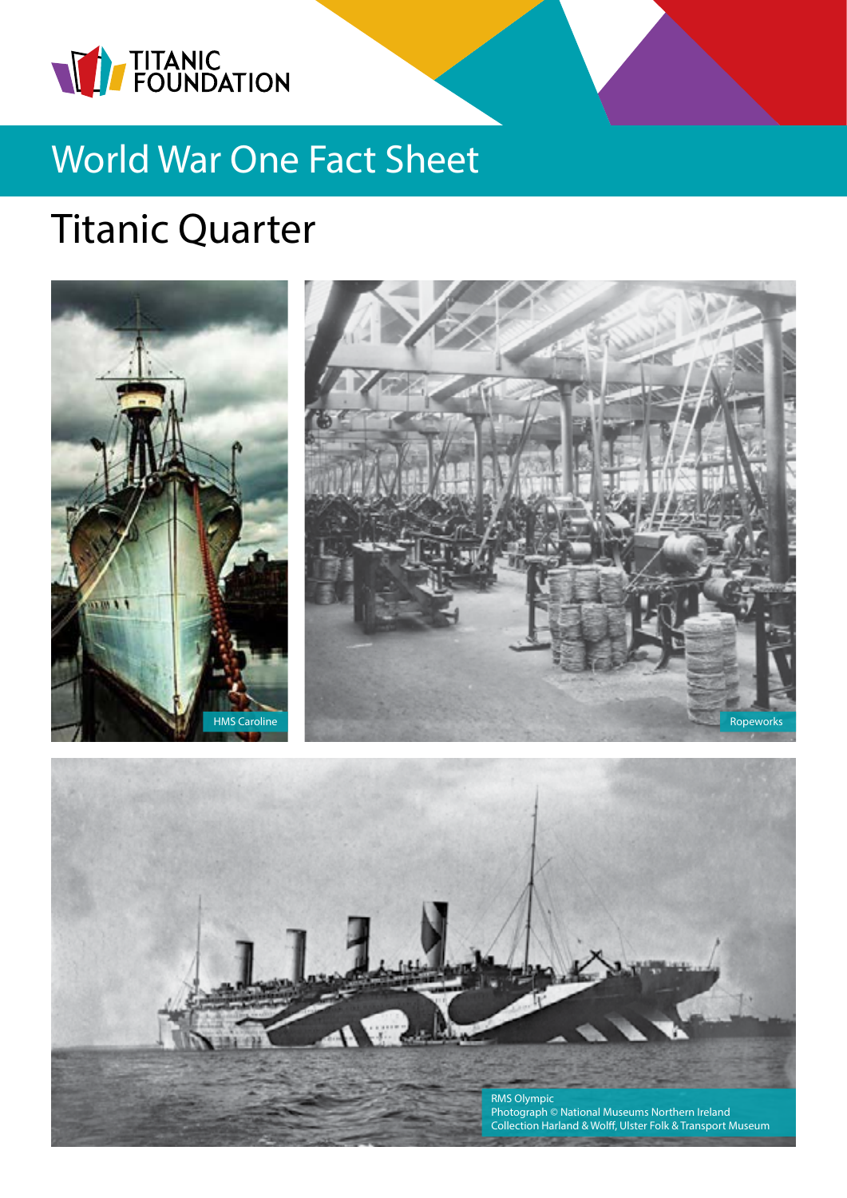TITANIC FOUNDATION

# World War One Fact Sheet

## Titanic Quarter

HMS Caroline

Ropeworks

RMS Olympic
Photograph © National Museums Northern Ireland
Collection Harland & Wolff, Ulster Folk & Transport Museum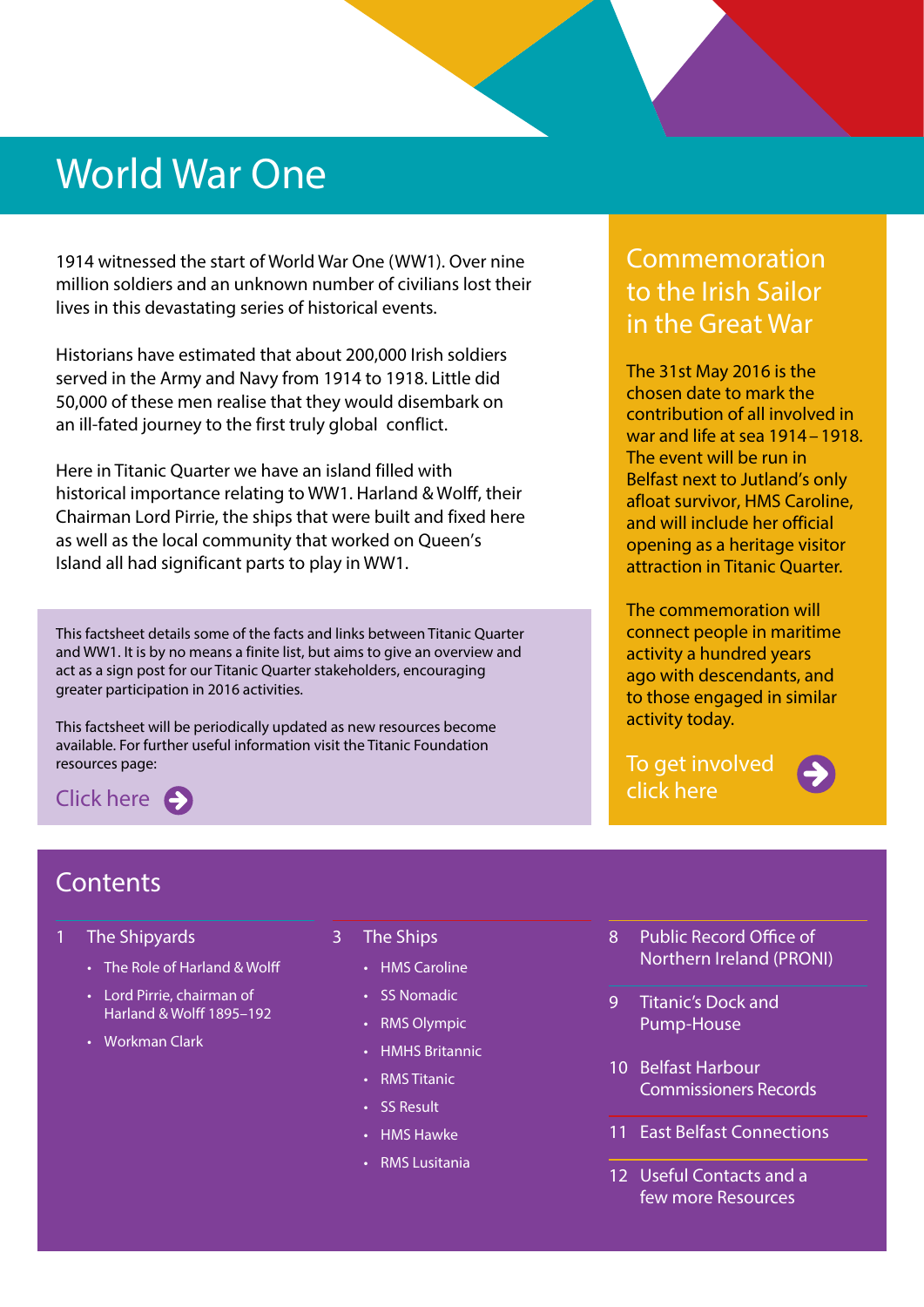# World War One

1914 witnessed the start of World War One (WW1). Over nine million soldiers and an unknown number of civilians lost their lives in this devastating series of historical events.

Historians have estimated that about 200,000 Irish soldiers served in the Army and Navy from 1914 to 1918. Little did 50,000 of these men realise that they would disembark on an ill-fated journey to the first truly global conflict.

Here in Titanic Quarter we have an island filled with historical importance relating to WW1. Harland & Wolff, their Chairman Lord Pirrie, the ships that were built and fixed here as well as the local community that worked on Queen's Island all had significant parts to play in WW1.

This factsheet details some of the facts and links between Titanic Quarter and WW1. It is by no means a finite list, but aims to give an overview and act as a sign post for our Titanic Quarter stakeholders, encouraging greater participation in 2016 activities.

This factsheet will be periodically updated as new resources become available. For further useful information visit the Titanic Foundation resources page:

Click here

## Commemoration to the Irish Sailor in the Great War

The 31st May 2016 is the chosen date to mark the contribution of all involved in war and life at sea 1914 – 1918. The event will be run in Belfast next to Jutland's only afloat survivor, HMS Caroline, and will include her official opening as a heritage visitor attraction in Titanic Quarter.

The commemoration will connect people in maritime activity a hundred years ago with descendants, and to those engaged in similar activity today.

To get involved click here

## Contents

1 The Shipyards
- The Role of Harland & Wolff
- Lord Pirrie, chairman of Harland & Wolff 1895–192
- Workman Clark

3 The Ships
- HMS Caroline
- SS Nomadic
- RMS Olympic
- HMHS Britannic
- RMS Titanic
- SS Result
- HMS Hawke
- RMS Lusitania

8 Public Record Office of Northern Ireland (PRONI)

9 Titanic's Dock and Pump-House

10 Belfast Harbour Commissioners Records

11 East Belfast Connections

12 Useful Contacts and a few more Resources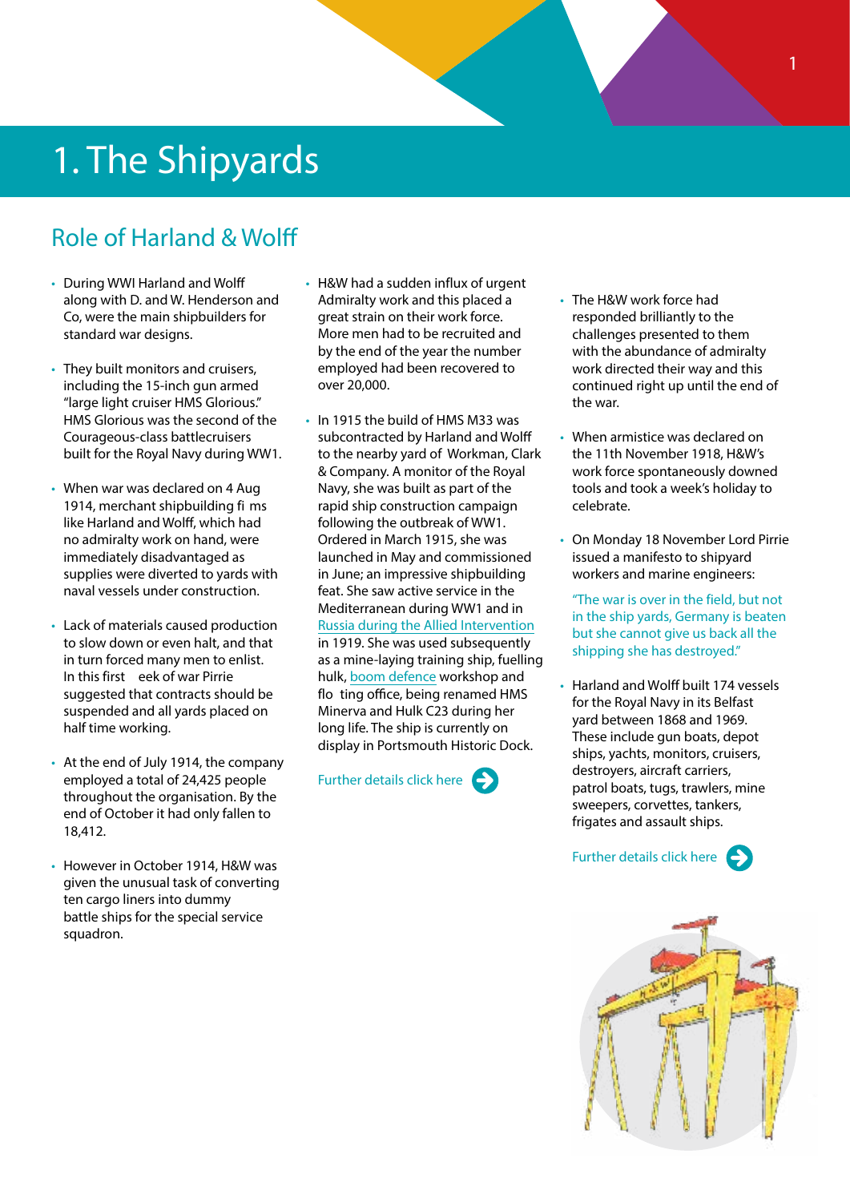# 1. The Shipyards

## Role of Harland & Wolff

- During WWI Harland and Wolff along with D. and W. Henderson and Co, were the main shipbuilders for standard war designs.
- They built monitors and cruisers, including the 15-inch gun armed "large light cruiser HMS Glorious." HMS Glorious was the second of the Courageous-class battlecruisers built for the Royal Navy during WW1.
- When war was declared on 4 Aug 1914, merchant shipbuilding fi ms like Harland and Wolff, which had no admiralty work on hand, were immediately disadvantaged as supplies were diverted to yards with naval vessels under construction.
- Lack of materials caused production to slow down or even halt, and that in turn forced many men to enlist. In this first eek of war Pirrie suggested that contracts should be suspended and all yards placed on half time working.
- At the end of July 1914, the company employed a total of 24,425 people throughout the organisation. By the end of October it had only fallen to 18,412.
- However in October 1914, H&W was given the unusual task of converting ten cargo liners into dummy battle ships for the special service squadron.
- H&W had a sudden influx of urgent Admiralty work and this placed a great strain on their work force. More men had to be recruited and by the end of the year the number employed had been recovered to over 20,000.
- In 1915 the build of HMS M33 was subcontracted by Harland and Wolff to the nearby yard of Workman, Clark & Company. A monitor of the Royal Navy, she was built as part of the rapid ship construction campaign following the outbreak of WW1. Ordered in March 1915, she was launched in May and commissioned in June; an impressive shipbuilding feat. She saw active service in the Mediterranean during WW1 and in Russia during the Allied Intervention in 1919. She was used subsequently as a mine-laying training ship, fuelling hulk, boom defence workshop and flo ting office, being renamed HMS Minerva and Hulk C23 during her long life. The ship is currently on display in Portsmouth Historic Dock.

Further details click here

- The H&W work force had responded brilliantly to the challenges presented to them with the abundance of admiralty work directed their way and this continued right up until the end of the war.
- When armistice was declared on the 11th November 1918, H&W's work force spontaneously downed tools and took a week's holiday to celebrate.
- On Monday 18 November Lord Pirrie issued a manifesto to shipyard workers and marine engineers:

  "The war is over in the field, but not in the ship yards, Germany is beaten but she cannot give us back all the shipping she has destroyed."

- Harland and Wolff built 174 vessels for the Royal Navy in its Belfast yard between 1868 and 1969. These include gun boats, depot ships, yachts, monitors, cruisers, destroyers, aircraft carriers, patrol boats, tugs, trawlers, mine sweepers, corvettes, tankers, frigates and assault ships.

Further details click here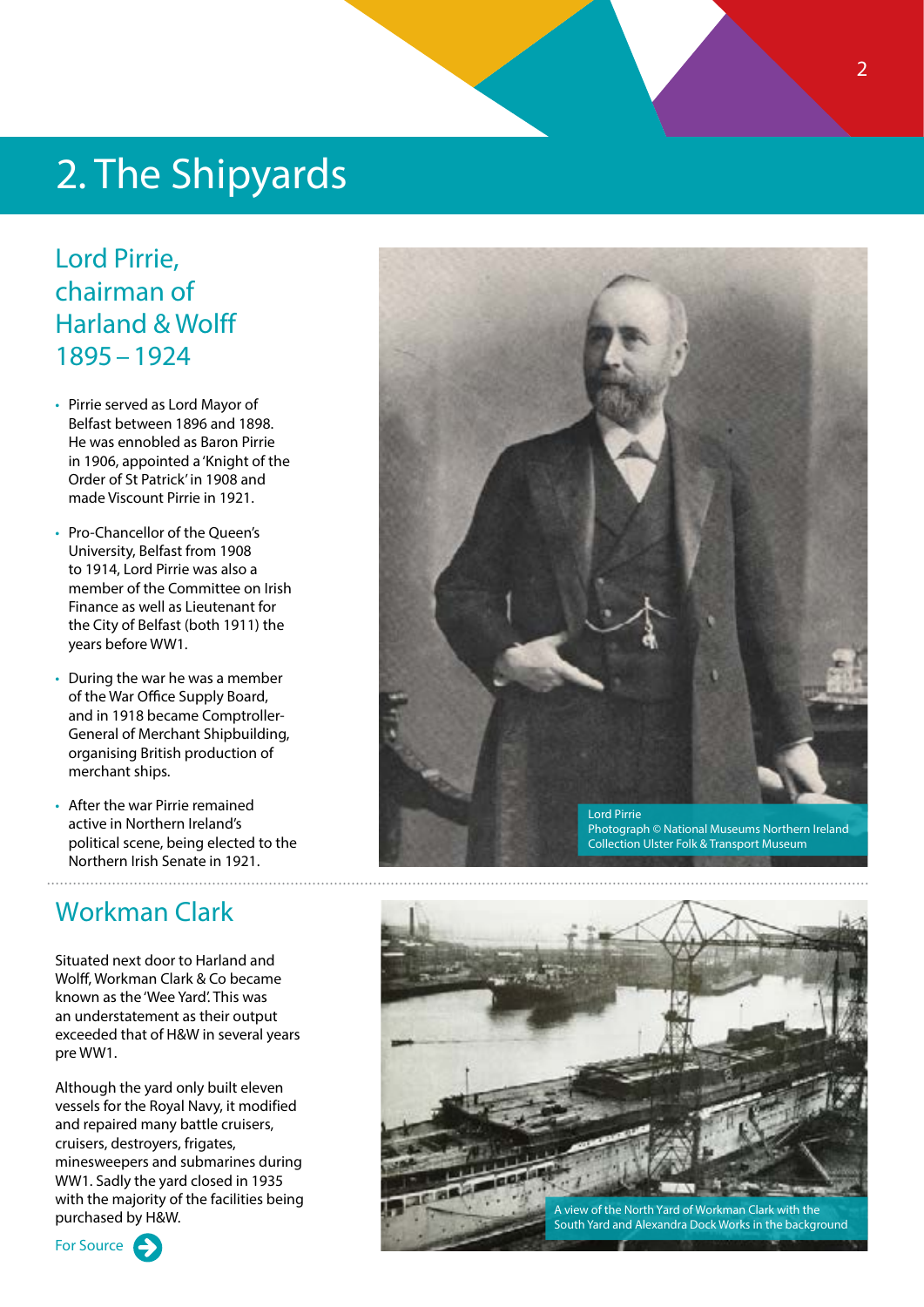# 2. The Shipyards

## Lord Pirrie, chairman of Harland & Wolff 1895 – 1924

- Pirrie served as Lord Mayor of Belfast between 1896 and 1898. He was ennobled as Baron Pirrie in 1906, appointed a 'Knight of the Order of St Patrick' in 1908 and made Viscount Pirrie in 1921.
- Pro-Chancellor of the Queen's University, Belfast from 1908 to 1914, Lord Pirrie was also a member of the Committee on Irish Finance as well as Lieutenant for the City of Belfast (both 1911) the years before WW1.
- During the war he was a member of the War Office Supply Board, and in 1918 became Comptroller-General of Merchant Shipbuilding, organising British production of merchant ships.
- After the war Pirrie remained active in Northern Ireland's political scene, being elected to the Northern Irish Senate in 1921.

Lord Pirrie
Photograph © National Museums Northern Ireland Collection Ulster Folk & Transport Museum

## Workman Clark

Situated next door to Harland and Wolff, Workman Clark & Co became known as the 'Wee Yard'. This was an understatement as their output exceeded that of H&W in several years pre WW1.

Although the yard only built eleven vessels for the Royal Navy, it modified and repaired many battle cruisers, cruisers, destroyers, frigates, minesweepers and submarines during WW1. Sadly the yard closed in 1935 with the majority of the facilities being purchased by H&W.

For Source

A view of the North Yard of Workman Clark with the South Yard and Alexandra Dock Works in the background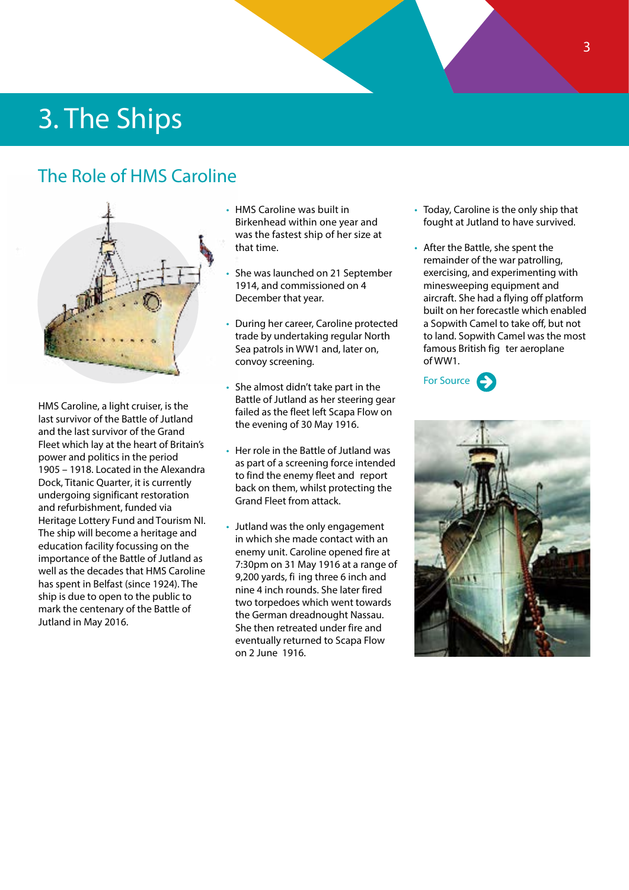# 3. The Ships

## The Role of HMS Caroline

HMS Caroline, a light cruiser, is the last survivor of the Battle of Jutland and the last survivor of the Grand Fleet which lay at the heart of Britain's power and politics in the period 1905 – 1918. Located in the Alexandra Dock, Titanic Quarter, it is currently undergoing significant restoration and refurbishment, funded via Heritage Lottery Fund and Tourism NI. The ship will become a heritage and education facility focussing on the importance of the Battle of Jutland as well as the decades that HMS Caroline has spent in Belfast (since 1924). The ship is due to open to the public to mark the centenary of the Battle of Jutland in May 2016.

- HMS Caroline was built in Birkenhead within one year and was the fastest ship of her size at that time.
- She was launched on 21 September 1914, and commissioned on 4 December that year.
- During her career, Caroline protected trade by undertaking regular North Sea patrols in WW1 and, later on, convoy screening.
- She almost didn't take part in the Battle of Jutland as her steering gear failed as the fleet left Scapa Flow on the evening of 30 May 1916.
- Her role in the Battle of Jutland was as part of a screening force intended to find the enemy fleet and report back on them, whilst protecting the Grand Fleet from attack.
- Jutland was the only engagement in which she made contact with an enemy unit. Caroline opened fire at 7:30pm on 31 May 1916 at a range of 9,200 yards, fi ing three 6 inch and nine 4 inch rounds. She later fired two torpedoes which went towards the German dreadnought Nassau. She then retreated under fire and eventually returned to Scapa Flow on 2 June 1916.
- Today, Caroline is the only ship that fought at Jutland to have survived.
- After the Battle, she spent the remainder of the war patrolling, exercising, and experimenting with minesweeping equipment and aircraft. She had a flying off platform built on her forecastle which enabled a Sopwith Camel to take off, but not to land. Sopwith Camel was the most famous British fig ter aeroplane of WW1.

For Source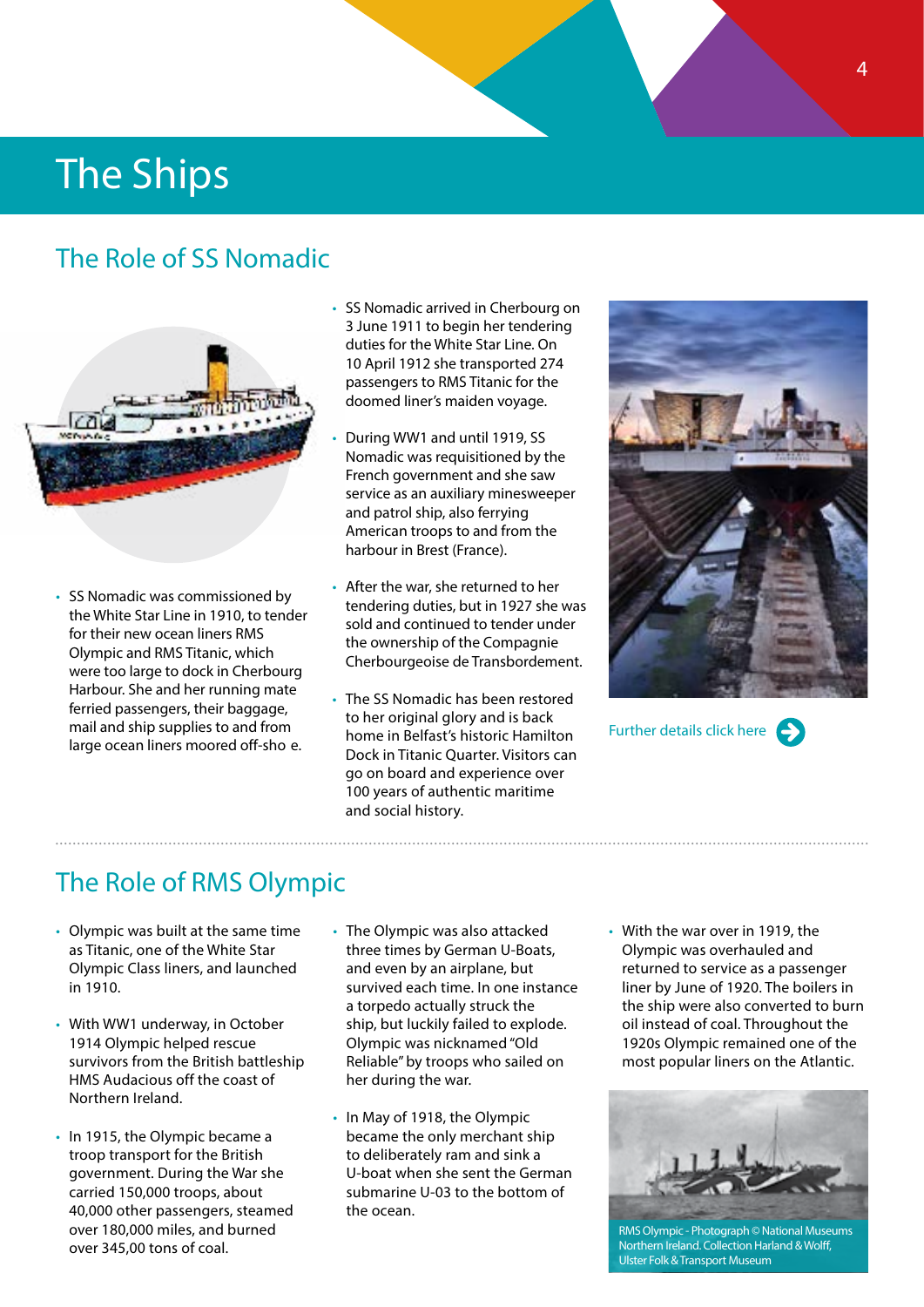# The Ships

## The Role of SS Nomadic

- SS Nomadic was commissioned by the White Star Line in 1910, to tender for their new ocean liners RMS Olympic and RMS Titanic, which were too large to dock in Cherbourg Harbour. She and her running mate ferried passengers, their baggage, mail and ship supplies to and from large ocean liners moored off-sho e.
- SS Nomadic arrived in Cherbourg on 3 June 1911 to begin her tendering duties for the White Star Line. On 10 April 1912 she transported 274 passengers to RMS Titanic for the doomed liner's maiden voyage.
- During WW1 and until 1919, SS Nomadic was requisitioned by the French government and she saw service as an auxiliary minesweeper and patrol ship, also ferrying American troops to and from the harbour in Brest (France).
- After the war, she returned to her tendering duties, but in 1927 she was sold and continued to tender under the ownership of the Compagnie Cherbourgeoise de Transbordement.
- The SS Nomadic has been restored to her original glory and is back home in Belfast's historic Hamilton Dock in Titanic Quarter. Visitors can go on board and experience over 100 years of authentic maritime and social history.

Further details click here

## The Role of RMS Olympic

- Olympic was built at the same time as Titanic, one of the White Star Olympic Class liners, and launched in 1910.
- With WW1 underway, in October 1914 Olympic helped rescue survivors from the British battleship HMS Audacious off the coast of Northern Ireland.
- In 1915, the Olympic became a troop transport for the British government. During the War she carried 150,000 troops, about 40,000 other passengers, steamed over 180,000 miles, and burned over 345,00 tons of coal.
- The Olympic was also attacked three times by German U-Boats, and even by an airplane, but survived each time. In one instance a torpedo actually struck the ship, but luckily failed to explode. Olympic was nicknamed "Old Reliable" by troops who sailed on her during the war.
- In May of 1918, the Olympic became the only merchant ship to deliberately ram and sink a U-boat when she sent the German submarine U-03 to the bottom of the ocean.
- With the war over in 1919, the Olympic was overhauled and returned to service as a passenger liner by June of 1920. The boilers in the ship were also converted to burn oil instead of coal. Throughout the 1920s Olympic remained one of the most popular liners on the Atlantic.

RMS Olympic - Photograph © National Museums Northern Ireland. Collection Harland & Wolff, Ulster Folk & Transport Museum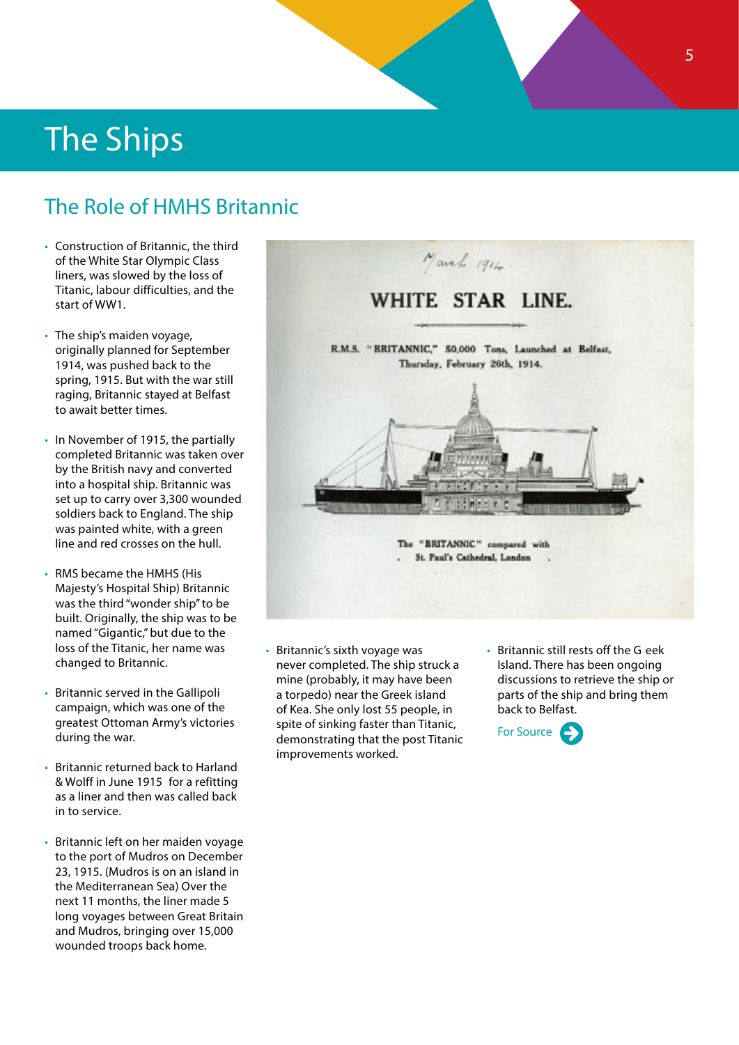# The Ships

## The Role of HMHS Britannic

- Construction of Britannic, the third of the White Star Olympic Class liners, was slowed by the loss of Titanic, labour difficulties, and the start of WW1.

- The ship's maiden voyage, originally planned for September 1914, was pushed back to the spring, 1915. But with the war still raging, Britannic stayed at Belfast to await better times.

- In November of 1915, the partially completed Britannic was taken over by the British navy and converted into a hospital ship. Britannic was set up to carry over 3,300 wounded soldiers back to England. The ship was painted white, with a green line and red crosses on the hull.

- RMS became the HMHS (His Majesty's Hospital Ship) Britannic was the third "wonder ship" to be built. Originally, the ship was to be named "Gigantic," but due to the loss of the Titanic, her name was changed to Britannic.

- Britannic served in the Gallipoli campaign, which was one of the greatest Ottoman Army's victories during the war.

- Britannic returned back to Harland & Wolff in June 1915 for a refitting as a liner and then was called back in to service.

- Britannic left on her maiden voyage to the port of Mudros on December 23, 1915. (Mudros is on an island in the Mediterranean Sea) Over the next 11 months, the liner made 5 long voyages between Great Britain and Mudros, bringing over 15,000 wounded troops back home.

March 1914.

WHITE STAR LINE.

R.M.S. "BRITANNIC," 50,000 Tons, Launched at Belfast, Thursday, February 26th, 1914.

The "BRITANNIC" compared with St. Paul's Cathedral, London

- Britannic's sixth voyage was never completed. The ship struck a mine (probably, it may have been a torpedo) near the Greek island of Kea. She only lost 55 people, in spite of sinking faster than Titanic, demonstrating that the post Titanic improvements worked.

- Britannic still rests off the G eek Island. There has been ongoing discussions to retrieve the ship or parts of the ship and bring them back to Belfast.

For Source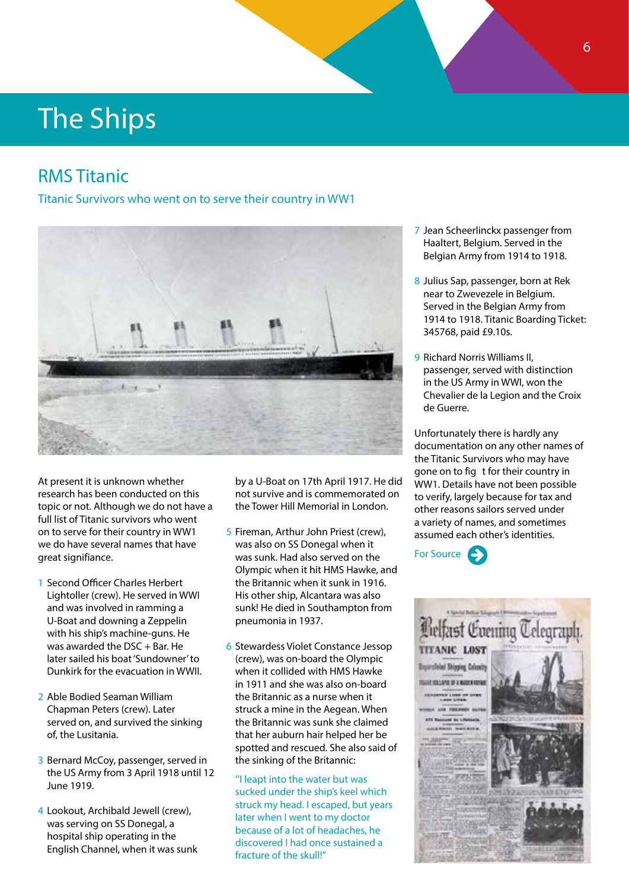# The Ships

## RMS Titanic

### Titanic Survivors who went on to serve their country in WW1

At present it is unknown whether research has been conducted on this topic or not. Although we do not have a full list of Titanic survivors who went on to serve their country in WW1 we do have several names that have great signifiance.

1. Second Officer Charles Herbert Lightoller (crew). He served in WWI and was involved in ramming a U-Boat and downing a Zeppelin with his ship's machine-guns. He was awarded the DSC + Bar. He later sailed his boat 'Sundowner' to Dunkirk for the evacuation in WWII.

2. Able Bodied Seaman William Chapman Peters (crew). Later served on, and survived the sinking of, the Lusitania.

3. Bernard McCoy, passenger, served in the US Army from 3 April 1918 until 12 June 1919.

4. Lookout, Archibald Jewell (crew), was serving on SS Donegal, a hospital ship operating in the English Channel, when it was sunk by a U-Boat on 17th April 1917. He did not survive and is commemorated on the Tower Hill Memorial in London.

5. Fireman, Arthur John Priest (crew), was also on SS Donegal when it was sunk. Had also served on the Olympic when it hit HMS Hawke, and the Britannic when it sunk in 1916. His other ship, Alcantara was also sunk! He died in Southampton from pneumonia in 1937.

6. Stewardess Violet Constance Jessop (crew), was on-board the Olympic when it collided with HMS Hawke in 1911 and she was also on-board the Britannic as a nurse when it struck a mine in the Aegean. When the Britannic was sunk she claimed that her auburn hair helped her be spotted and rescued. She also said of the sinking of the Britannic:

   "I leapt into the water but was sucked under the ship's keel which struck my head. I escaped, but years later when I went to my doctor because of a lot of headaches, he discovered I had once sustained a fracture of the skull!"

7. Jean Scheerlinckx passenger from Haaltert, Belgium. Served in the Belgian Army from 1914 to 1918.

8. Julius Sap, passenger, born at Rek near to Zwevezele in Belgium. Served in the Belgian Army from 1914 to 1918. Titanic Boarding Ticket: 345768, paid £9.10s.

9. Richard Norris Williams II, passenger, served with distinction in the US Army in WWI, won the Chevalier de la Legion and the Croix de Guerre.

Unfortunately there is hardly any documentation on any other names of the Titanic Survivors who may have gone on to fig t for their country in WW1. Details have not been possible to verify, largely because for tax and other reasons sailors served under a variety of names, and sometimes assumed each other's identities.

For Source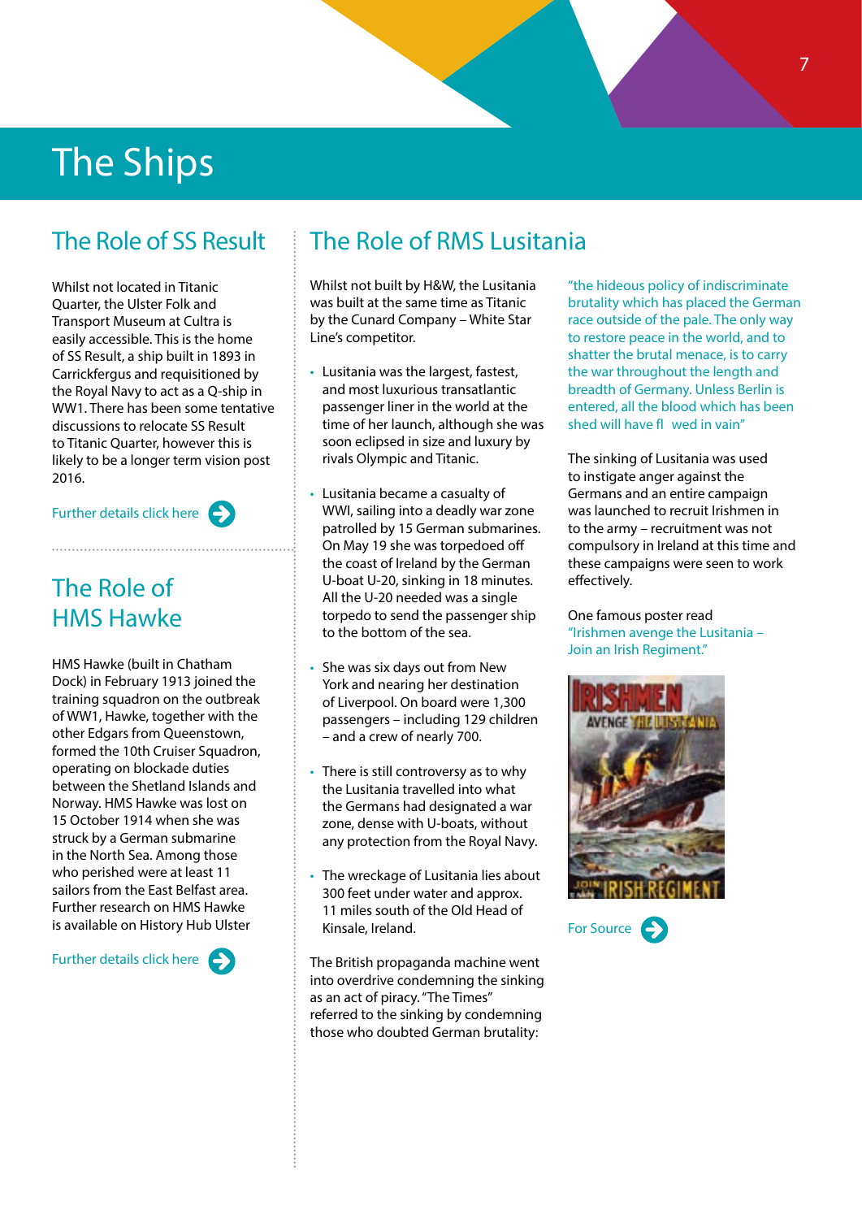# The Ships

## The Role of SS Result

Whilst not located in Titanic Quarter, the Ulster Folk and Transport Museum at Cultra is easily accessible. This is the home of SS Result, a ship built in 1893 in Carrickfergus and requisitioned by the Royal Navy to act as a Q-ship in WW1. There has been some tentative discussions to relocate SS Result to Titanic Quarter, however this is likely to be a longer term vision post 2016.

Further details click here

## The Role of HMS Hawke

HMS Hawke (built in Chatham Dock) in February 1913 joined the training squadron on the outbreak of WW1, Hawke, together with the other Edgars from Queenstown, formed the 10th Cruiser Squadron, operating on blockade duties between the Shetland Islands and Norway. HMS Hawke was lost on 15 October 1914 when she was struck by a German submarine in the North Sea. Among those who perished were at least 11 sailors from the East Belfast area. Further research on HMS Hawke is available on History Hub Ulster

Further details click here

## The Role of RMS Lusitania

Whilst not built by H&W, the Lusitania was built at the same time as Titanic by the Cunard Company – White Star Line's competitor.

- Lusitania was the largest, fastest, and most luxurious transatlantic passenger liner in the world at the time of her launch, although she was soon eclipsed in size and luxury by rivals Olympic and Titanic.
- Lusitania became a casualty of WWI, sailing into a deadly war zone patrolled by 15 German submarines. On May 19 she was torpedoed off the coast of Ireland by the German U-boat U-20, sinking in 18 minutes. All the U-20 needed was a single torpedo to send the passenger ship to the bottom of the sea.
- She was six days out from New York and nearing her destination of Liverpool. On board were 1,300 passengers – including 129 children – and a crew of nearly 700.
- There is still controversy as to why the Lusitania travelled into what the Germans had designated a war zone, dense with U-boats, without any protection from the Royal Navy.
- The wreckage of Lusitania lies about 300 feet under water and approx. 11 miles south of the Old Head of Kinsale, Ireland.

The British propaganda machine went into overdrive condemning the sinking as an act of piracy. "The Times" referred to the sinking by condemning those who doubted German brutality:

"the hideous policy of indiscriminate brutality which has placed the German race outside of the pale. The only way to restore peace in the world, and to shatter the brutal menace, is to carry the war throughout the length and breadth of Germany. Unless Berlin is entered, all the blood which has been shed will have fl wed in vain"

The sinking of Lusitania was used to instigate anger against the Germans and an entire campaign was launched to recruit Irishmen in to the army – recruitment was not compulsory in Ireland at this time and these campaigns were seen to work effectively.

One famous poster read "Irishmen avenge the Lusitania – Join an Irish Regiment."

For Source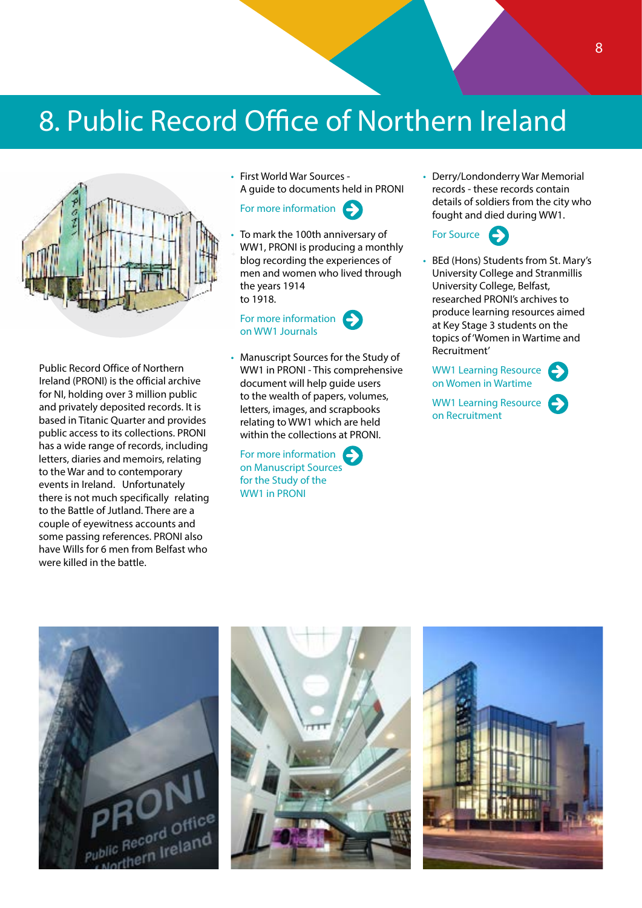# 8. Public Record Office of Northern Ireland

Public Record Office of Northern Ireland (PRONI) is the official archive for NI, holding over 3 million public and privately deposited records. It is based in Titanic Quarter and provides public access to its collections. PRONI has a wide range of records, including letters, diaries and memoirs, relating to the War and to contemporary events in Ireland. Unfortunately there is not much specifically relating to the Battle of Jutland. There are a couple of eyewitness accounts and some passing references. PRONI also have Wills for 6 men from Belfast who were killed in the battle.

- First World War Sources - A guide to documents held in PRONI

  For more information

- To mark the 100th anniversary of WW1, PRONI is producing a monthly blog recording the experiences of men and women who lived through the years 1914 to 1918.

  For more information on WW1 Journals

- Manuscript Sources for the Study of WW1 in PRONI - This comprehensive document will help guide users to the wealth of papers, volumes, letters, images, and scrapbooks relating to WW1 which are held within the collections at PRONI.

  For more information on Manuscript Sources for the Study of the WW1 in PRONI

- Derry/Londonderry War Memorial records - these records contain details of soldiers from the city who fought and died during WW1.

  For Source

- BEd (Hons) Students from St. Mary's University College and Stranmillis University College, Belfast, researched PRONI's archives to produce learning resources aimed at Key Stage 3 students on the topics of 'Women in Wartime and Recruitment'

  WW1 Learning Resource on Women in Wartime

  WW1 Learning Resource on Recruitment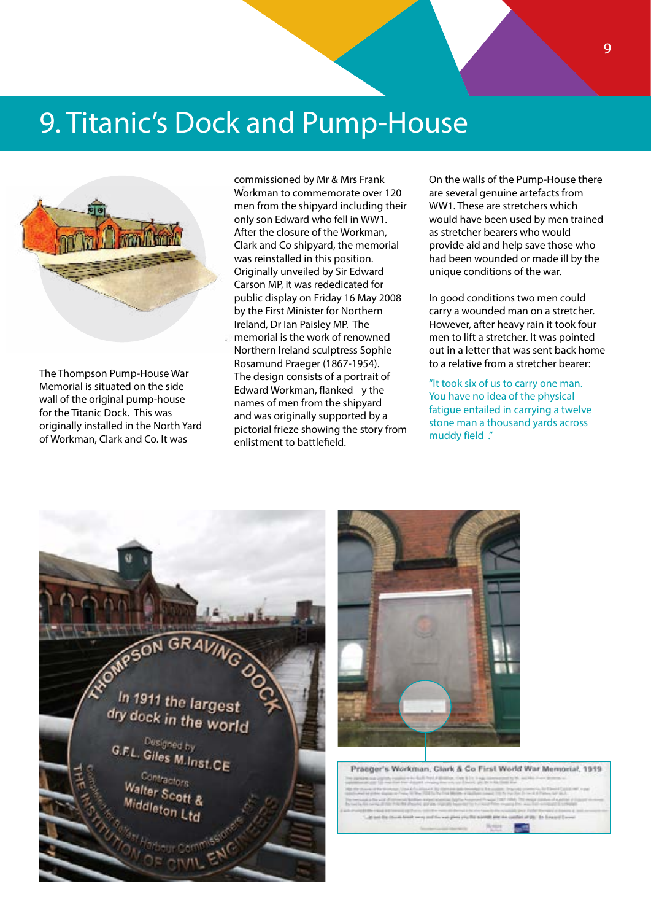# 9. Titanic's Dock and Pump-House

The Thompson Pump-House War Memorial is situated on the side wall of the original pump-house for the Titanic Dock. This was originally installed in the North Yard of Workman, Clark and Co. It was commissioned by Mr & Mrs Frank Workman to commemorate over 120 men from the shipyard including their only son Edward who fell in WW1. After the closure of the Workman, Clark and Co shipyard, the memorial was reinstalled in this position. Originally unveiled by Sir Edward Carson MP, it was rededicated for public display on Friday 16 May 2008 by the First Minister for Northern Ireland, Dr Ian Paisley MP. The memorial is the work of renowned Northern Ireland sculptress Sophie Rosamund Praeger (1867-1954). The design consists of a portrait of Edward Workman, flanked y the names of men from the shipyard and was originally supported by a pictorial frieze showing the story from enlistment to battlefield.

On the walls of the Pump-House there are several genuine artefacts from WW1. These are stretchers which would have been used by men trained as stretcher bearers who would provide aid and help save those who had been wounded or made ill by the unique conditions of the war.

In good conditions two men could carry a wounded man on a stretcher. However, after heavy rain it took four men to lift a stretcher. It was pointed out in a letter that was sent back home to a relative from a stretcher bearer:

"It took six of us to carry one man. You have no idea of the physical fatigue entailed in carrying a twelve stone man a thousand yards across muddy field ."

Praeger's Workman, Clark & Co First World War Memorial, 1919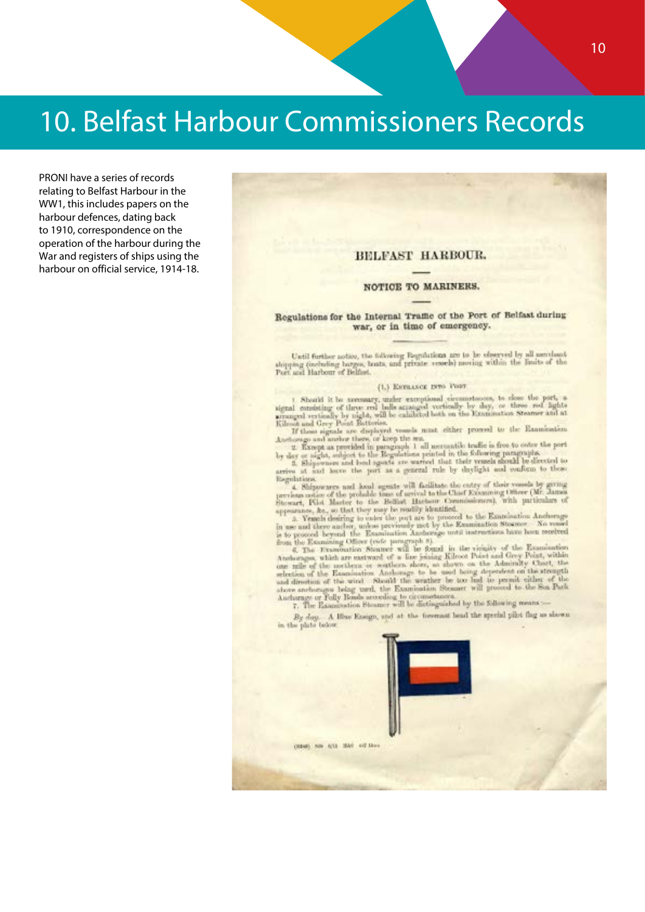# 10. Belfast Harbour Commissioners Records

PRONI have a series of records relating to Belfast Harbour in the WW1, this includes papers on the harbour defences, dating back to 1910, correspondence on the operation of the harbour during the War and registers of ships using the harbour on official service, 1914-18.

BELFAST HARBOUR.

NOTICE TO MARINERS.

Regulations for the Internal Traffic of the Port of Belfast during war, or in time of emergency.

Until further notice, the following Regulations are to be observed by all merchant shipping (including barges, boats, and private vessels) moving within the limits of the Port and Harbour of Belfast.

(1.) ENTRANCE INTO PORT.

1. Should it be necessary, under exceptional circumstances, to close the port, a signal consisting of three red balls arranged vertically by day, or three red lights arranged vertically by night, will be exhibited both on the Examination Steamer and at Kilroot and Grey Point Batteries.

If these signals are displayed vessels must either proceed to the Examination Anchorage and anchor there, or keep the sea.

2. Except as provided in paragraph 1 all mercantile traffic is free to enter the port by day or night, subject to the Regulations printed in the following paragraphs.

3. Shipowners and local agents are warned that their vessels should be directed to arrive at and leave the port as a general rule by daylight and conform to these Regulations.

4. Shipowners and local agents will facilitate the entry of their vessels by giving previous notice of the probable time of arrival to the Chief Examining Officer (Mr. James Stewart, Pilot Master to the Belfast Harbour Commissioners), with particulars of appearance, &c., so that they may be readily identified.

5. Vessels desiring to enter the port are to proceed to the Examination Anchorage in use and there anchor, unless previously met by the Examination Steamer. No vessel is to proceed beyond the Examination Anchorage until instructions have been received from the Examining Officer (vide paragraph 8).

6. The Examination Steamer will be found in the vicinity of the Examination Anchorages, which are eastward of a line joining Kilroot Point and Grey Point, within one mile of the northern or southern shore, as shown on the Admiralty Chart, the selection of the Examination Anchorage to be used being dependent on the strength and direction of the wind. Should the weather be too bad to permit either of the above anchorages being used, the Examination Steamer will proceed to the Sea Park Anchorage or Folly Bonds according to circumstances.

7. The Examination Steamer will be distinguished by the following means:—

*By day.* A Blue Ensign, and at the foremast head the special pilot flag as shown in the plate below.

(3840) Wt. 6/13 3M 4G 13—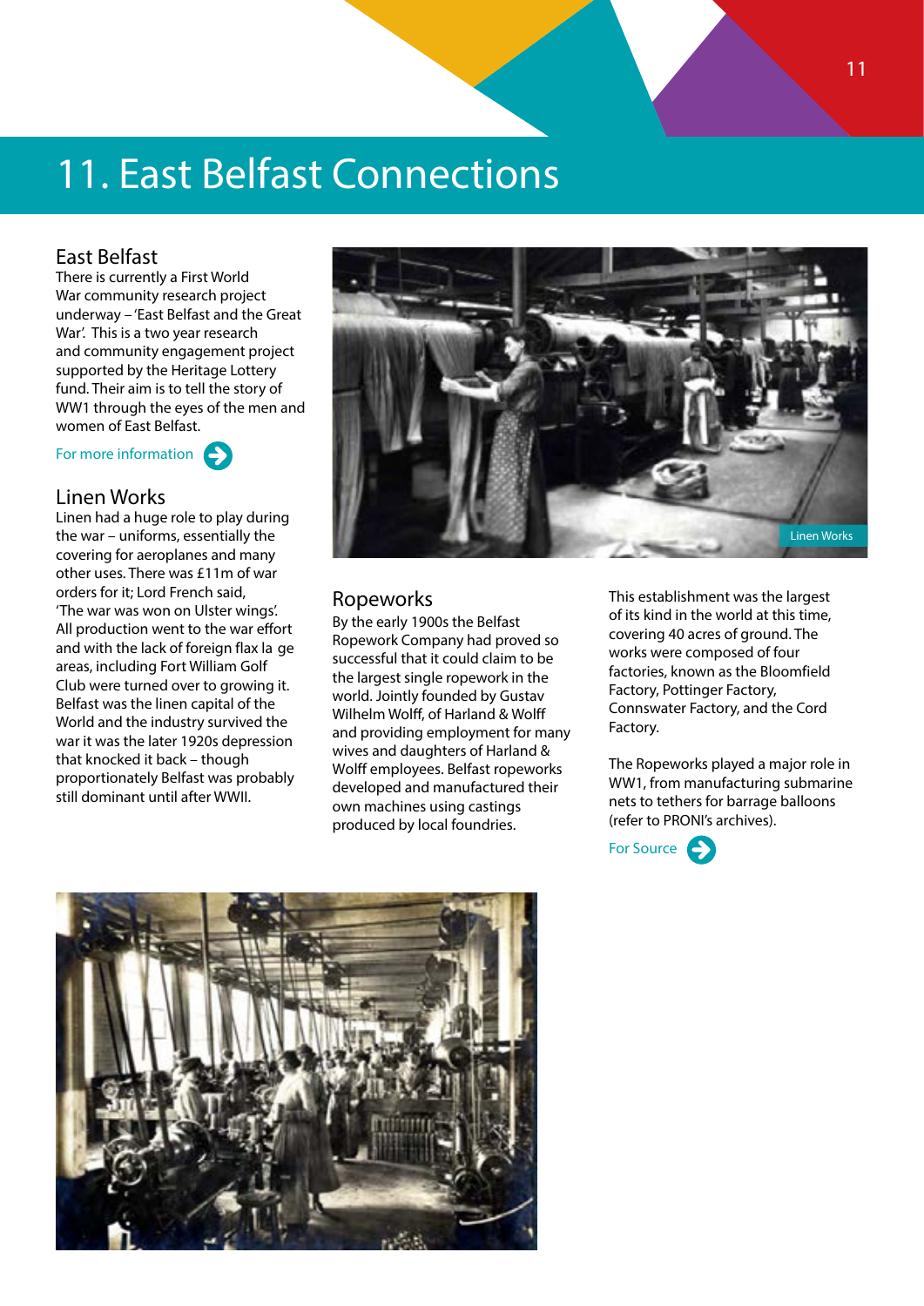# 11. East Belfast Connections

## East Belfast

There is currently a First World War community research project underway – 'East Belfast and the Great War'. This is a two year research and community engagement project supported by the Heritage Lottery fund. Their aim is to tell the story of WW1 through the eyes of the men and women of East Belfast.

For more information

## Linen Works

Linen had a huge role to play during the war – uniforms, essentially the covering for aeroplanes and many other uses. There was £11m of war orders for it; Lord French said, 'The war was won on Ulster wings'. All production went to the war effort and with the lack of foreign flax la ge areas, including Fort William Golf Club were turned over to growing it. Belfast was the linen capital of the World and the industry survived the war it was the later 1920s depression that knocked it back – though proportionately Belfast was probably still dominant until after WWII.

Linen Works

## Ropeworks

By the early 1900s the Belfast Ropework Company had proved so successful that it could claim to be the largest single ropework in the world. Jointly founded by Gustav Wilhelm Wolff, of Harland & Wolff and providing employment for many wives and daughters of Harland & Wolff employees. Belfast ropeworks developed and manufactured their own machines using castings produced by local foundries.

This establishment was the largest of its kind in the world at this time, covering 40 acres of ground. The works were composed of four factories, known as the Bloomfield Factory, Pottinger Factory, Connswater Factory, and the Cord Factory.

The Ropeworks played a major role in WW1, from manufacturing submarine nets to tethers for barrage balloons (refer to PRONI's archives).

For Source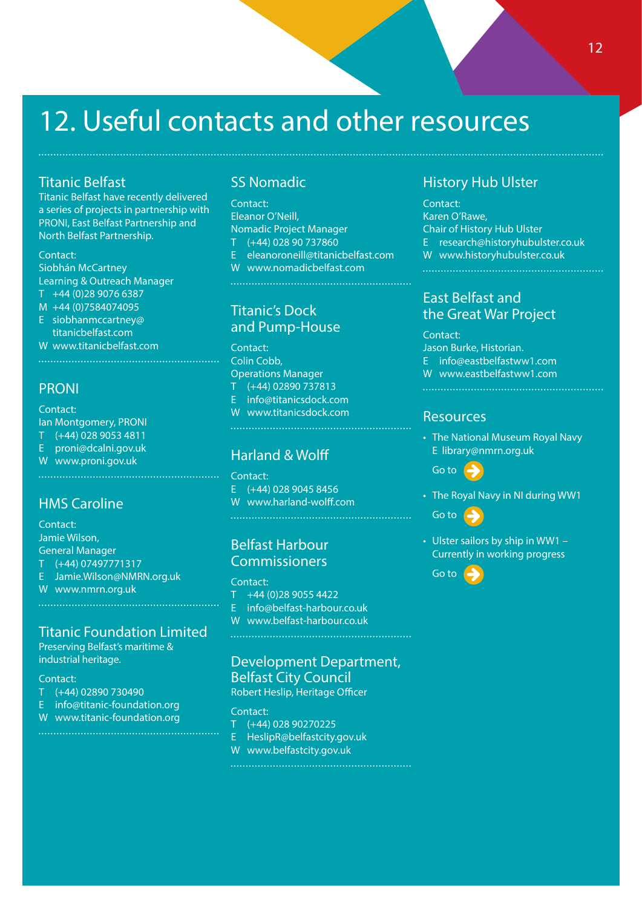# 12. Useful contacts and other resources

## Titanic Belfast

Titanic Belfast have recently delivered a series of projects in partnership with PRONI, East Belfast Partnership and North Belfast Partnership.

Contact:
Siobhán McCartney
Learning & Outreach Manager
T +44 (0)28 9076 6387
M +44 (0)7584074095
E siobhanmccartney@titanicbelfast.com
W www.titanicbelfast.com

## PRONI

Contact:
Ian Montgomery, PRONI
T (+44) 028 9053 4811
E proni@dcalni.gov.uk
W www.proni.gov.uk

## HMS Caroline

Contact:
Jamie Wilson,
General Manager
T (+44) 07497771317
E Jamie.Wilson@NMRN.org.uk
W www.nmrn.org.uk

## Titanic Foundation Limited

Preserving Belfast's maritime & industrial heritage.

Contact:
T (+44) 02890 730490
E info@titanic-foundation.org
W www.titanic-foundation.org

## SS Nomadic

Contact:
Eleanor O'Neill,
Nomadic Project Manager
T (+44) 028 90 737860
E eleanoroneill@titanicbelfast.com
W www.nomadicbelfast.com

## Titanic's Dock and Pump-House

Contact:
Colin Cobb,
Operations Manager
T (+44) 02890 737813
E info@titanicsdock.com
W www.titanicsdock.com

## Harland & Wolff

Contact:
E (+44) 028 9045 8456
W www.harland-wolff.com

## Belfast Harbour Commissioners

Contact:
T +44 (0)28 9055 4422
E info@belfast-harbour.co.uk
W www.belfast-harbour.co.uk

## Development Department, Belfast City Council

Robert Heslip, Heritage Officer

Contact:
T (+44) 028 90270225
E HeslipR@belfastcity.gov.uk
W www.belfastcity.gov.uk

## History Hub Ulster

Contact:
Karen O'Rawe,
Chair of History Hub Ulster
E research@historyhubulster.co.uk
W www.historyhubulster.co.uk

## East Belfast and the Great War Project

Contact:
Jason Burke, Historian.
E info@eastbelfastww1.com
W www.eastbelfastww1.com

## Resources

- The National Museum Royal Navy
  E library@nmrn.org.uk
  Go to
- The Royal Navy in NI during WW1
  Go to
- Ulster sailors by ship in WW1 – Currently in working progress
  Go to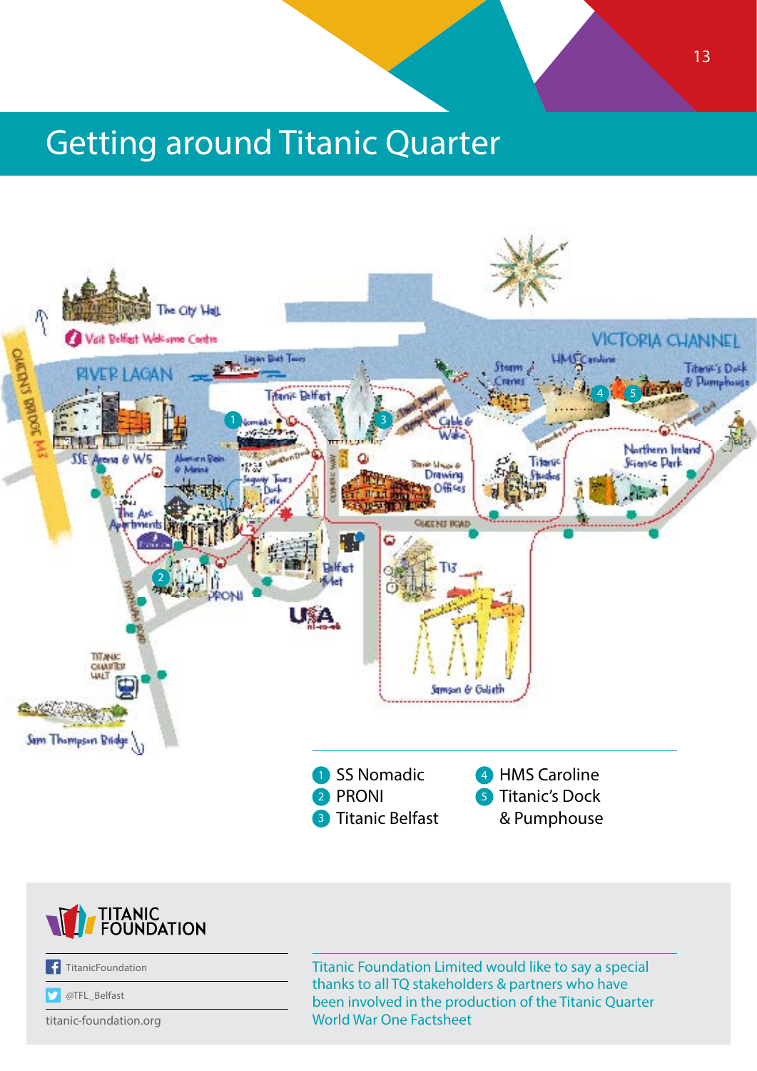# Getting around Titanic Quarter

1 SS Nomadic
2 PRONI
3 Titanic Belfast
4 HMS Caroline
5 Titanic's Dock & Pumphouse

TITANIC FOUNDATION

TitanicFoundation

@TFL_Belfast

titanic-foundation.org

Titanic Foundation Limited would like to say a special thanks to all TQ stakeholders & partners who have been involved in the production of the Titanic Quarter World War One Factsheet